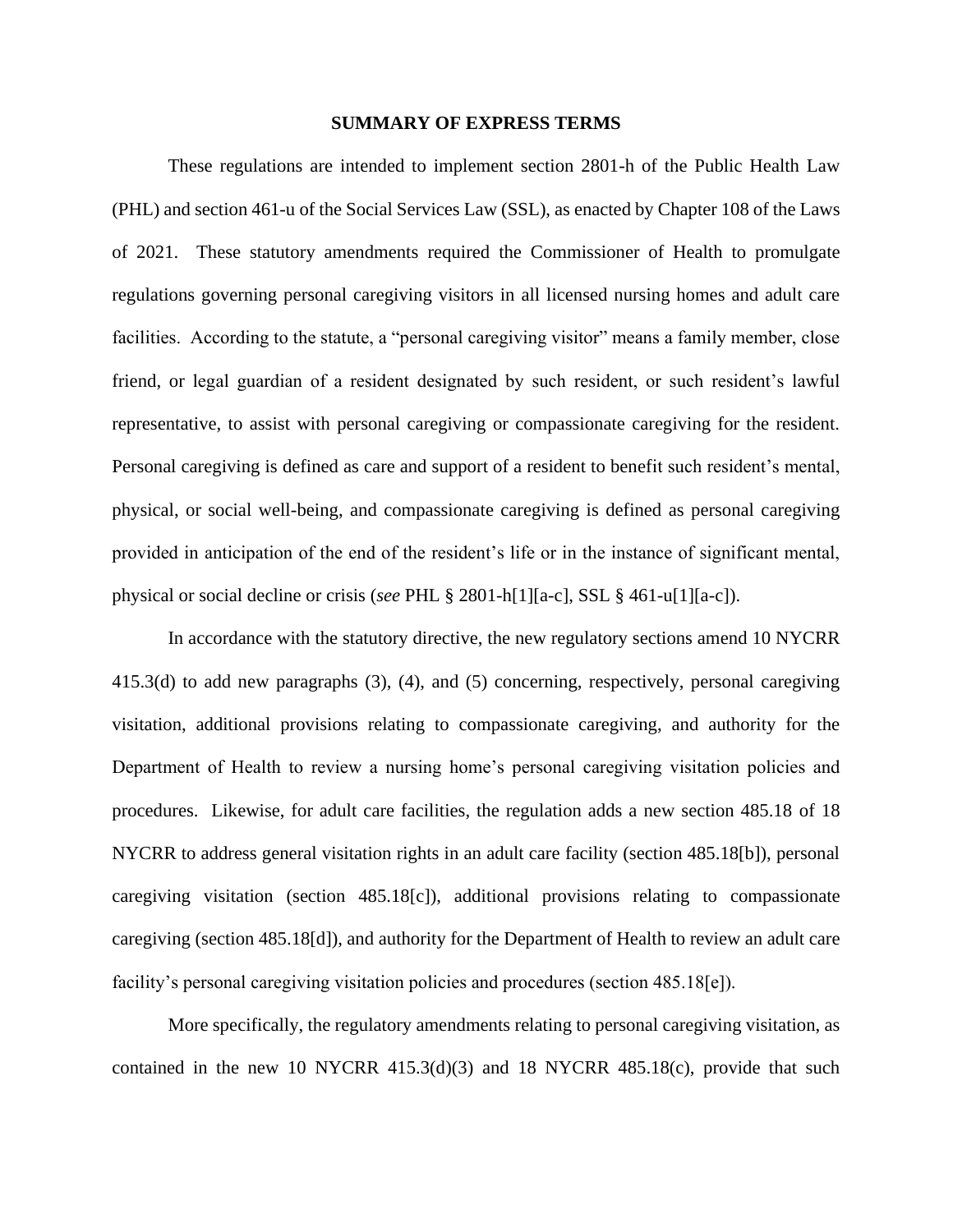## SUMMARY OF EXPRESS TERMS

These regulations are intended to implement section 2801-h of the Public Health Law (PHL) and section 461-u of the Social Services Law (SSL), as enacted by Chapter 108 of the Laws of 2021. These statutory amendments required the Commissioner of Health to promulgate regulations governing personal caregiving visitors in all licensed nursing homes and adult care facilities. According to the statute, a "personal caregiving visitor" means a family member, close friend, or legal guardian of a resident designated by such resident, or such resident's lawful representative, to assist with personal caregiving or compassionate caregiving for the resident. Personal caregiving is defined as care and support of a resident to benefit such resident's mental, physical, or social well-being, and compassionate caregiving is defined as personal caregiving provided in anticipation of the end of the resident's life or in the instance of significant mental, physical or social decline or crisis (*see* PHL § 2801-h[1][a-c], SSL § 461-u[1][a-c]).

In accordance with the statutory directive, the new regulatory sections amend 10 NYCRR 415.3(d) to add new paragraphs (3), (4), and (5) concerning, respectively, personal caregiving visitation, additional provisions relating to compassionate caregiving, and authority for the Department of Health to review a nursing home's personal caregiving visitation policies and procedures. Likewise, for adult care facilities, the regulation adds a new section 485.18 of 18 NYCRR to address general visitation rights in an adult care facility (section 485.18[b]), personal caregiving visitation (section 485.18[c]), additional provisions relating to compassionate caregiving (section 485.18[d]), and authority for the Department of Health to review an adult care facility's personal caregiving visitation policies and procedures (section 485.18[e]).

More specifically, the regulatory amendments relating to personal caregiving visitation, as contained in the new 10 NYCRR 415.3(d)(3) and 18 NYCRR 485.18(c), provide that such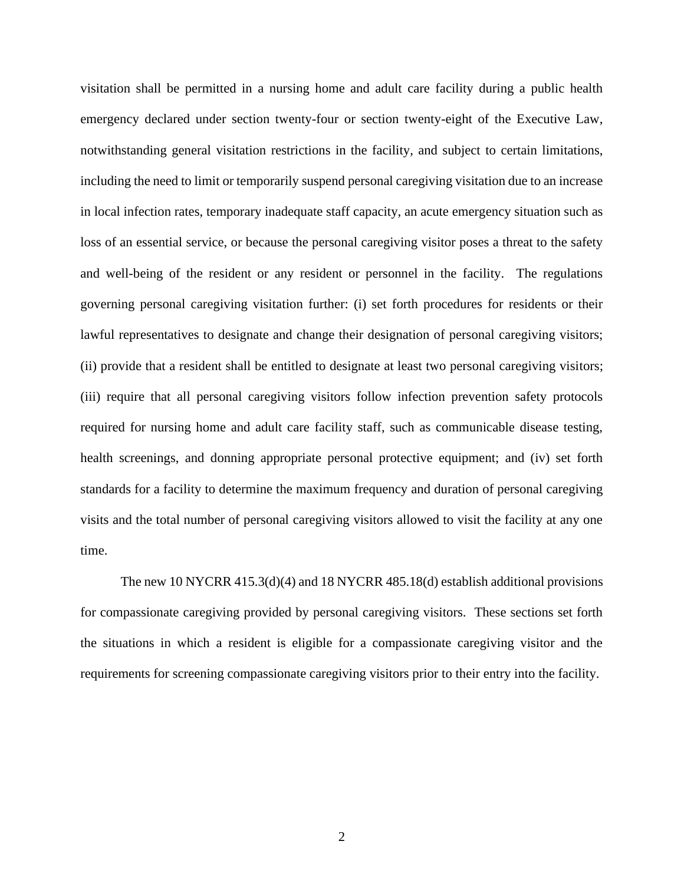visitation shall be permitted in a nursing home and adult care facility during a public health emergency declared under section twenty-four or section twenty-eight of the Executive Law, notwithstanding general visitation restrictions in the facility, and subject to certain limitations, including the need to limit or temporarily suspend personal caregiving visitation due to an increase in local infection rates, temporary inadequate staff capacity, an acute emergency situation such as loss of an essential service, or because the personal caregiving visitor poses a threat to the safety and well-being of the resident or any resident or personnel in the facility. The regulations governing personal caregiving visitation further: (i) set forth procedures for residents or their lawful representatives to designate and change their designation of personal caregiving visitors; (ii) provide that a resident shall be entitled to designate at least two personal caregiving visitors; (iii) require that all personal caregiving visitors follow infection prevention safety protocols required for nursing home and adult care facility staff, such as communicable disease testing, health screenings, and donning appropriate personal protective equipment; and (iv) set forth standards for a facility to determine the maximum frequency and duration of personal caregiving visits and the total number of personal caregiving visitors allowed to visit the facility at any one time.

The new 10 NYCRR 415.3(d)(4) and 18 NYCRR 485.18(d) establish additional provisions for compassionate caregiving provided by personal caregiving visitors. These sections set forth the situations in which a resident is eligible for a compassionate caregiving visitor and the requirements for screening compassionate caregiving visitors prior to their entry into the facility.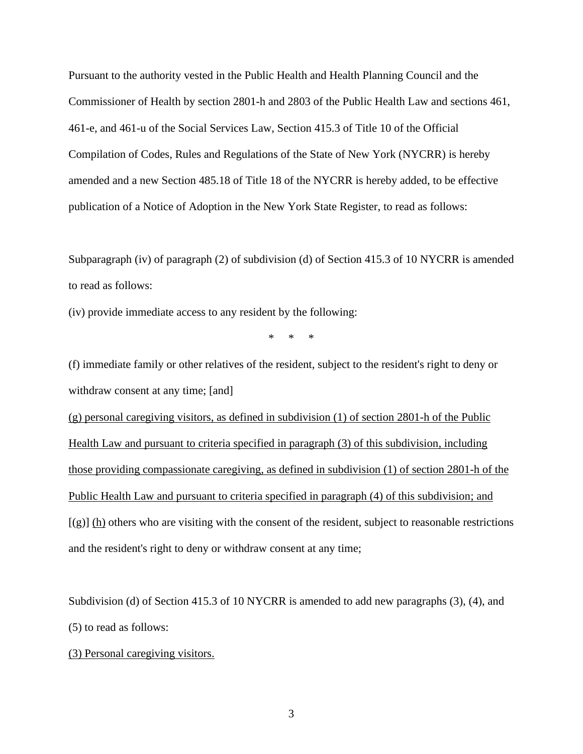Pursuant to the authority vested in the Public Health and Health Planning Council and the Commissioner of Health by section 2801-h and 2803 of the Public Health Law and sections 461, 461-e, and 461-u of the Social Services Law, Section 415.3 of Title 10 of the Official Compilation of Codes, Rules and Regulations of the State of New York (NYCRR) is hereby amended and a new Section 485.18 of Title 18 of the NYCRR is hereby added, to be effective publication of a Notice of Adoption in the New York State Register, to read as follows:

Subparagraph (iv) of paragraph (2) of subdivision (d) of Section 415.3 of 10 NYCRR is amended to read as follows:

(iv) provide immediate access to any resident by the following:

\* \* \*

(f) immediate family or other relatives of the resident, subject to the resident's right to deny or withdraw consent at any time; [and]

<u>(g) personal caregiving visitors, as defined in subdivision (1) of section 2801-h of the Public Health Law and pursuant to criteria specified in paragraph (3) of this subdivision, including those providing compassionate caregiving, as defined in subdivision (1) of section 2801-h of the Public Health Law and pursuant to criteria specified in paragraph (4) of this subdivision; and</u>

[(g)] <u>(h)</u> others who are visiting with the consent of the resident, subject to reasonable restrictions and the resident's right to deny or withdraw consent at any time;

Subdivision (d) of Section 415.3 of 10 NYCRR is amended to add new paragraphs (3), (4), and (5) to read as follows:

<u>(3) Personal caregiving visitors.</u>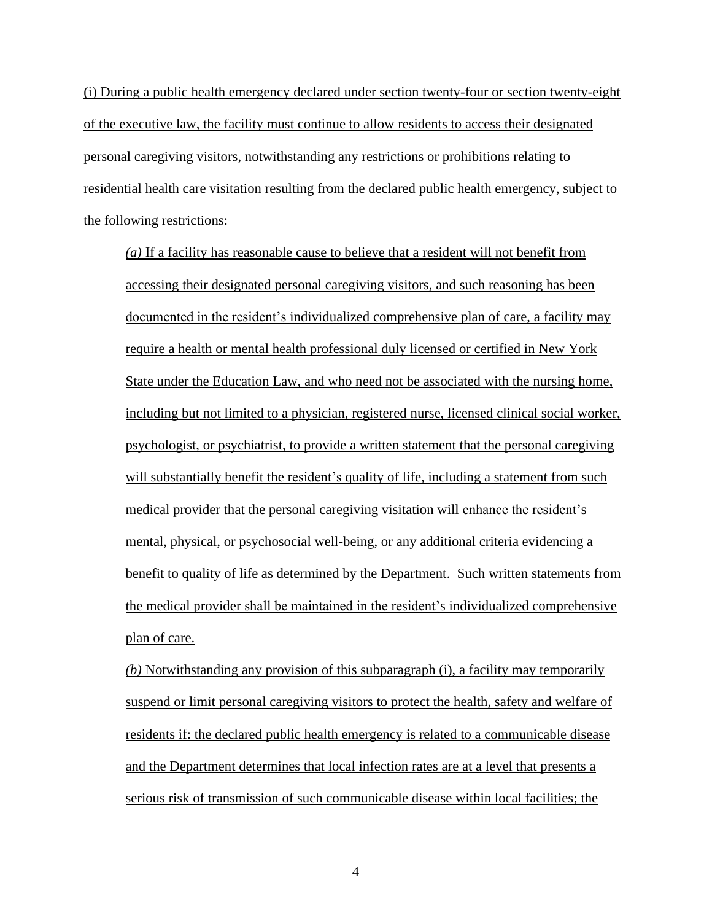(i) During a public health emergency declared under section twenty-four or section twenty-eight of the executive law, the facility must continue to allow residents to access their designated personal caregiving visitors, notwithstanding any restrictions or prohibitions relating to residential health care visitation resulting from the declared public health emergency, subject to the following restrictions:

*(a)* If a facility has reasonable cause to believe that a resident will not benefit from accessing their designated personal caregiving visitors, and such reasoning has been documented in the resident's individualized comprehensive plan of care, a facility may require a health or mental health professional duly licensed or certified in New York State under the Education Law, and who need not be associated with the nursing home, including but not limited to a physician, registered nurse, licensed clinical social worker, psychologist, or psychiatrist, to provide a written statement that the personal caregiving will substantially benefit the resident's quality of life, including a statement from such medical provider that the personal caregiving visitation will enhance the resident's mental, physical, or psychosocial well-being, or any additional criteria evidencing a benefit to quality of life as determined by the Department. Such written statements from the medical provider shall be maintained in the resident's individualized comprehensive plan of care.

*(b)* Notwithstanding any provision of this subparagraph (i), a facility may temporarily suspend or limit personal caregiving visitors to protect the health, safety and welfare of residents if: the declared public health emergency is related to a communicable disease and the Department determines that local infection rates are at a level that presents a serious risk of transmission of such communicable disease within local facilities; the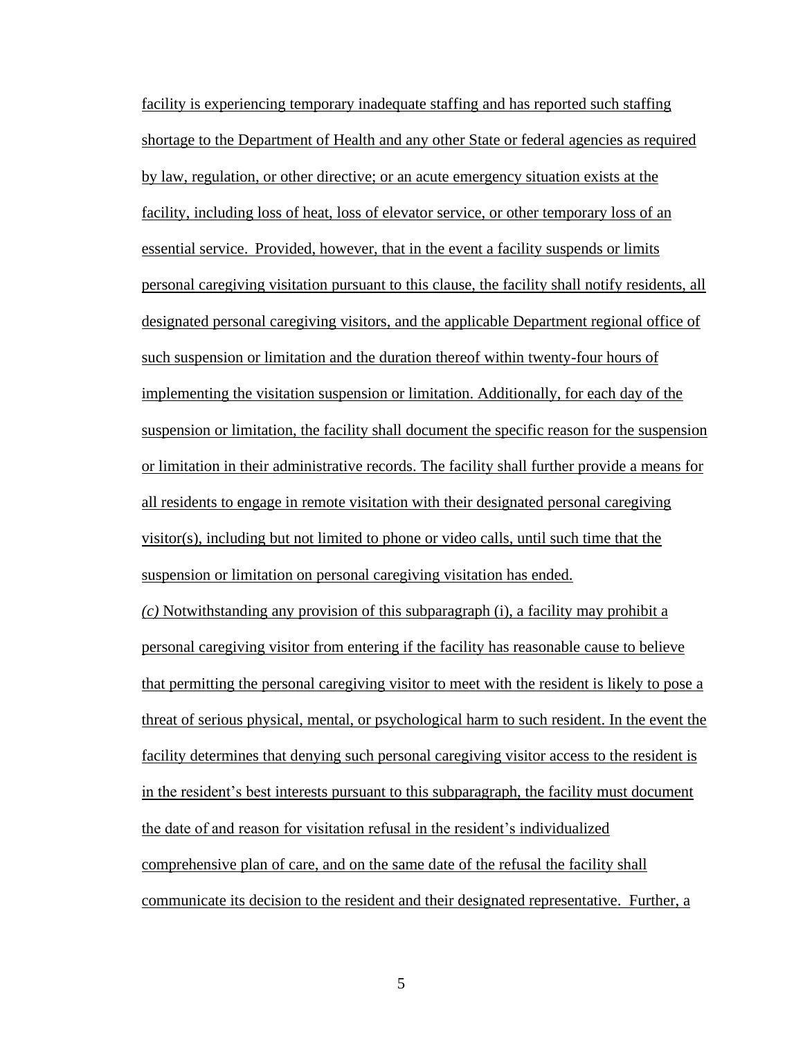facility is experiencing temporary inadequate staffing and has reported such staffing shortage to the Department of Health and any other State or federal agencies as required by law, regulation, or other directive; or an acute emergency situation exists at the facility, including loss of heat, loss of elevator service, or other temporary loss of an essential service. Provided, however, that in the event a facility suspends or limits personal caregiving visitation pursuant to this clause, the facility shall notify residents, all designated personal caregiving visitors, and the applicable Department regional office of such suspension or limitation and the duration thereof within twenty-four hours of implementing the visitation suspension or limitation. Additionally, for each day of the suspension or limitation, the facility shall document the specific reason for the suspension or limitation in their administrative records. The facility shall further provide a means for all residents to engage in remote visitation with their designated personal caregiving visitor(s), including but not limited to phone or video calls, until such time that the suspension or limitation on personal caregiving visitation has ended.

*(c)* Notwithstanding any provision of this subparagraph (i), a facility may prohibit a personal caregiving visitor from entering if the facility has reasonable cause to believe that permitting the personal caregiving visitor to meet with the resident is likely to pose a threat of serious physical, mental, or psychological harm to such resident. In the event the facility determines that denying such personal caregiving visitor access to the resident is in the resident's best interests pursuant to this subparagraph, the facility must document the date of and reason for visitation refusal in the resident's individualized comprehensive plan of care, and on the same date of the refusal the facility shall communicate its decision to the resident and their designated representative. Further, a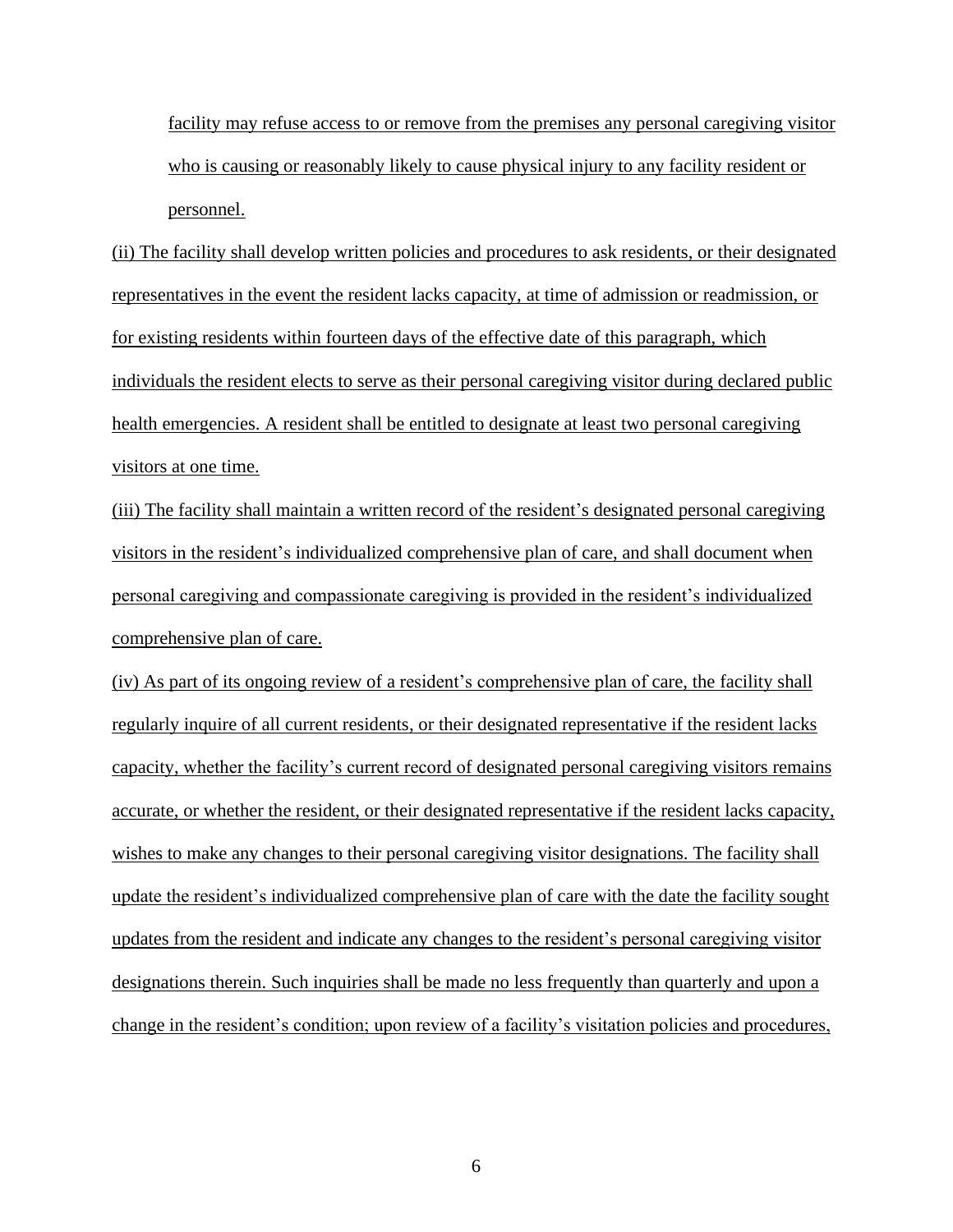facility may refuse access to or remove from the premises any personal caregiving visitor who is causing or reasonably likely to cause physical injury to any facility resident or personnel.

(ii) The facility shall develop written policies and procedures to ask residents, or their designated representatives in the event the resident lacks capacity, at time of admission or readmission, or for existing residents within fourteen days of the effective date of this paragraph, which individuals the resident elects to serve as their personal caregiving visitor during declared public health emergencies. A resident shall be entitled to designate at least two personal caregiving visitors at one time.

(iii) The facility shall maintain a written record of the resident's designated personal caregiving visitors in the resident's individualized comprehensive plan of care, and shall document when personal caregiving and compassionate caregiving is provided in the resident's individualized comprehensive plan of care.

(iv) As part of its ongoing review of a resident's comprehensive plan of care, the facility shall regularly inquire of all current residents, or their designated representative if the resident lacks capacity, whether the facility's current record of designated personal caregiving visitors remains accurate, or whether the resident, or their designated representative if the resident lacks capacity, wishes to make any changes to their personal caregiving visitor designations. The facility shall update the resident's individualized comprehensive plan of care with the date the facility sought updates from the resident and indicate any changes to the resident's personal caregiving visitor designations therein. Such inquiries shall be made no less frequently than quarterly and upon a change in the resident's condition; upon review of a facility's visitation policies and procedures,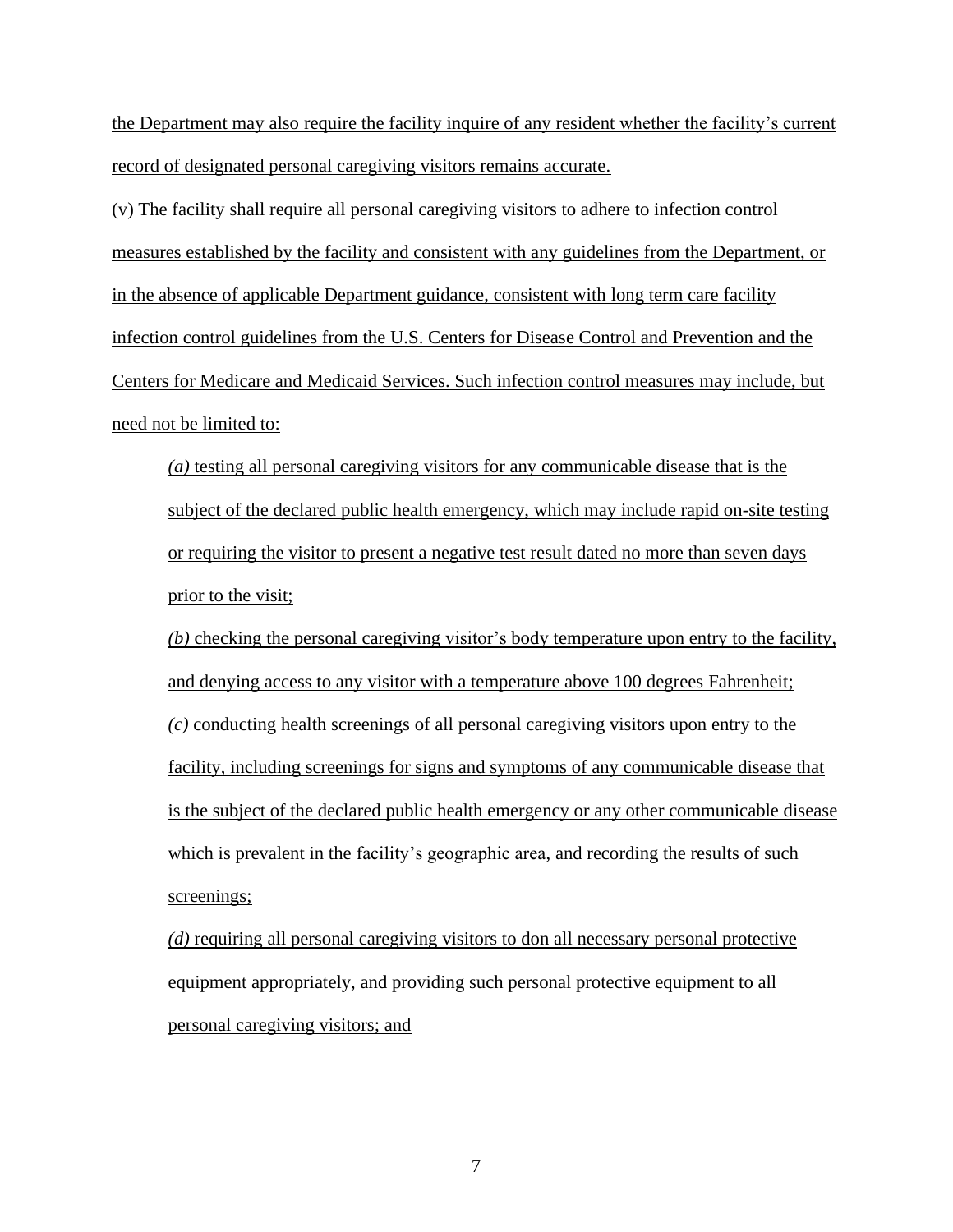the Department may also require the facility inquire of any resident whether the facility's current record of designated personal caregiving visitors remains accurate.

(v) The facility shall require all personal caregiving visitors to adhere to infection control measures established by the facility and consistent with any guidelines from the Department, or in the absence of applicable Department guidance, consistent with long term care facility infection control guidelines from the U.S. Centers for Disease Control and Prevention and the Centers for Medicare and Medicaid Services. Such infection control measures may include, but need not be limited to:

*(a)* testing all personal caregiving visitors for any communicable disease that is the subject of the declared public health emergency, which may include rapid on-site testing or requiring the visitor to present a negative test result dated no more than seven days prior to the visit;

*(b)* checking the personal caregiving visitor's body temperature upon entry to the facility, and denying access to any visitor with a temperature above 100 degrees Fahrenheit;

*(c)* conducting health screenings of all personal caregiving visitors upon entry to the facility, including screenings for signs and symptoms of any communicable disease that is the subject of the declared public health emergency or any other communicable disease which is prevalent in the facility's geographic area, and recording the results of such screenings;

*(d)* requiring all personal caregiving visitors to don all necessary personal protective equipment appropriately, and providing such personal protective equipment to all personal caregiving visitors; and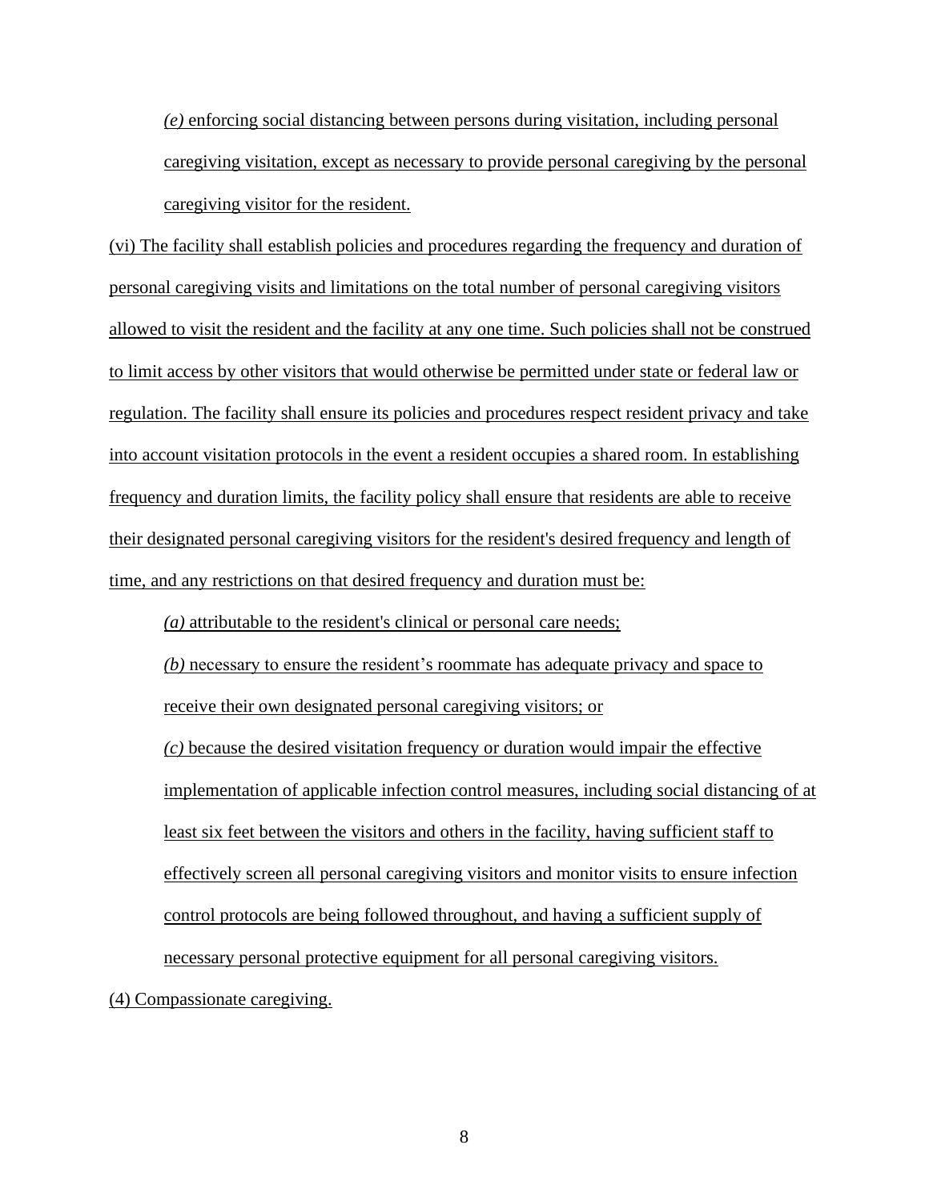*(e)* enforcing social distancing between persons during visitation, including personal caregiving visitation, except as necessary to provide personal caregiving by the personal caregiving visitor for the resident.

(vi) The facility shall establish policies and procedures regarding the frequency and duration of personal caregiving visits and limitations on the total number of personal caregiving visitors allowed to visit the resident and the facility at any one time. Such policies shall not be construed to limit access by other visitors that would otherwise be permitted under state or federal law or regulation. The facility shall ensure its policies and procedures respect resident privacy and take into account visitation protocols in the event a resident occupies a shared room. In establishing frequency and duration limits, the facility policy shall ensure that residents are able to receive their designated personal caregiving visitors for the resident's desired frequency and length of time, and any restrictions on that desired frequency and duration must be:

*(a)* attributable to the resident's clinical or personal care needs;

*(b)* necessary to ensure the resident's roommate has adequate privacy and space to receive their own designated personal caregiving visitors; or

*(c)* because the desired visitation frequency or duration would impair the effective implementation of applicable infection control measures, including social distancing of at least six feet between the visitors and others in the facility, having sufficient staff to effectively screen all personal caregiving visitors and monitor visits to ensure infection control protocols are being followed throughout, and having a sufficient supply of necessary personal protective equipment for all personal caregiving visitors.

(4) Compassionate caregiving.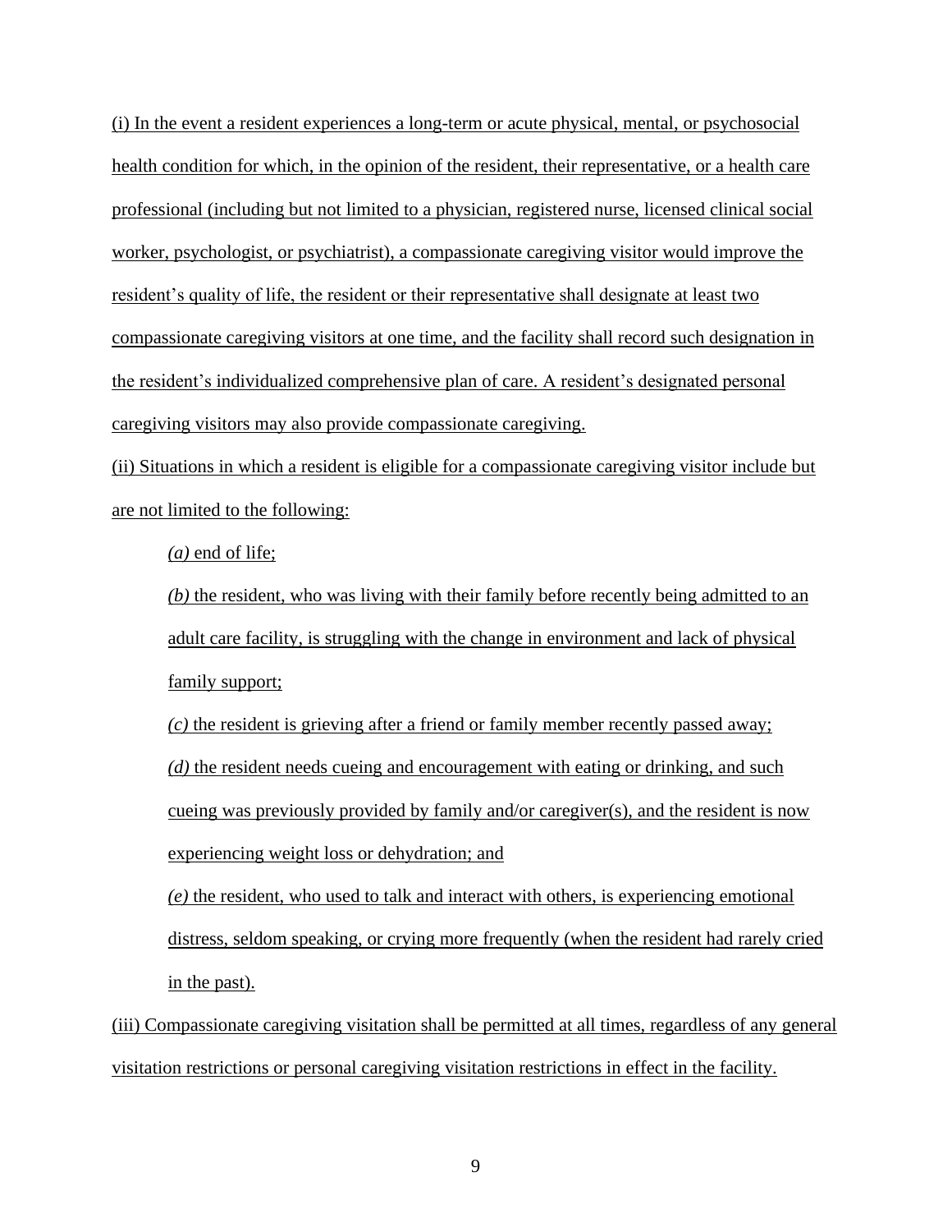(i) In the event a resident experiences a long-term or acute physical, mental, or psychosocial health condition for which, in the opinion of the resident, their representative, or a health care professional (including but not limited to a physician, registered nurse, licensed clinical social worker, psychologist, or psychiatrist), a compassionate caregiving visitor would improve the resident's quality of life, the resident or their representative shall designate at least two compassionate caregiving visitors at one time, and the facility shall record such designation in the resident's individualized comprehensive plan of care. A resident's designated personal caregiving visitors may also provide compassionate caregiving.

(ii) Situations in which a resident is eligible for a compassionate caregiving visitor include but are not limited to the following:

*(a)* end of life;

*(b)* the resident, who was living with their family before recently being admitted to an adult care facility, is struggling with the change in environment and lack of physical family support;

*(c)* the resident is grieving after a friend or family member recently passed away;

*(d)* the resident needs cueing and encouragement with eating or drinking, and such cueing was previously provided by family and/or caregiver(s), and the resident is now experiencing weight loss or dehydration; and

*(e)* the resident, who used to talk and interact with others, is experiencing emotional distress, seldom speaking, or crying more frequently (when the resident had rarely cried in the past).

(iii) Compassionate caregiving visitation shall be permitted at all times, regardless of any general visitation restrictions or personal caregiving visitation restrictions in effect in the facility.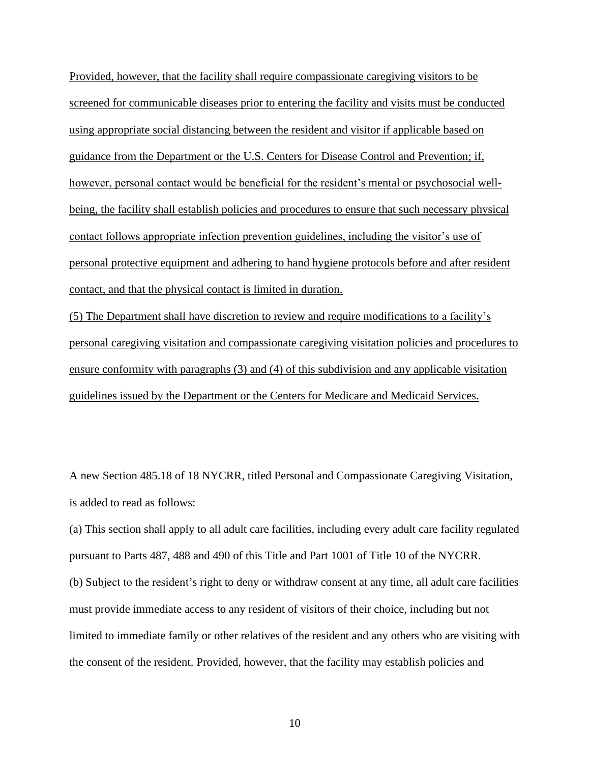Provided, however, that the facility shall require compassionate caregiving visitors to be screened for communicable diseases prior to entering the facility and visits must be conducted using appropriate social distancing between the resident and visitor if applicable based on guidance from the Department or the U.S. Centers for Disease Control and Prevention; if, however, personal contact would be beneficial for the resident's mental or psychosocial well-being, the facility shall establish policies and procedures to ensure that such necessary physical contact follows appropriate infection prevention guidelines, including the visitor's use of personal protective equipment and adhering to hand hygiene protocols before and after resident contact, and that the physical contact is limited in duration.

(5) The Department shall have discretion to review and require modifications to a facility's personal caregiving visitation and compassionate caregiving visitation policies and procedures to ensure conformity with paragraphs (3) and (4) of this subdivision and any applicable visitation guidelines issued by the Department or the Centers for Medicare and Medicaid Services.

A new Section 485.18 of 18 NYCRR, titled Personal and Compassionate Caregiving Visitation, is added to read as follows:

(a) This section shall apply to all adult care facilities, including every adult care facility regulated pursuant to Parts 487, 488 and 490 of this Title and Part 1001 of Title 10 of the NYCRR.

(b) Subject to the resident's right to deny or withdraw consent at any time, all adult care facilities must provide immediate access to any resident of visitors of their choice, including but not limited to immediate family or other relatives of the resident and any others who are visiting with the consent of the resident. Provided, however, that the facility may establish policies and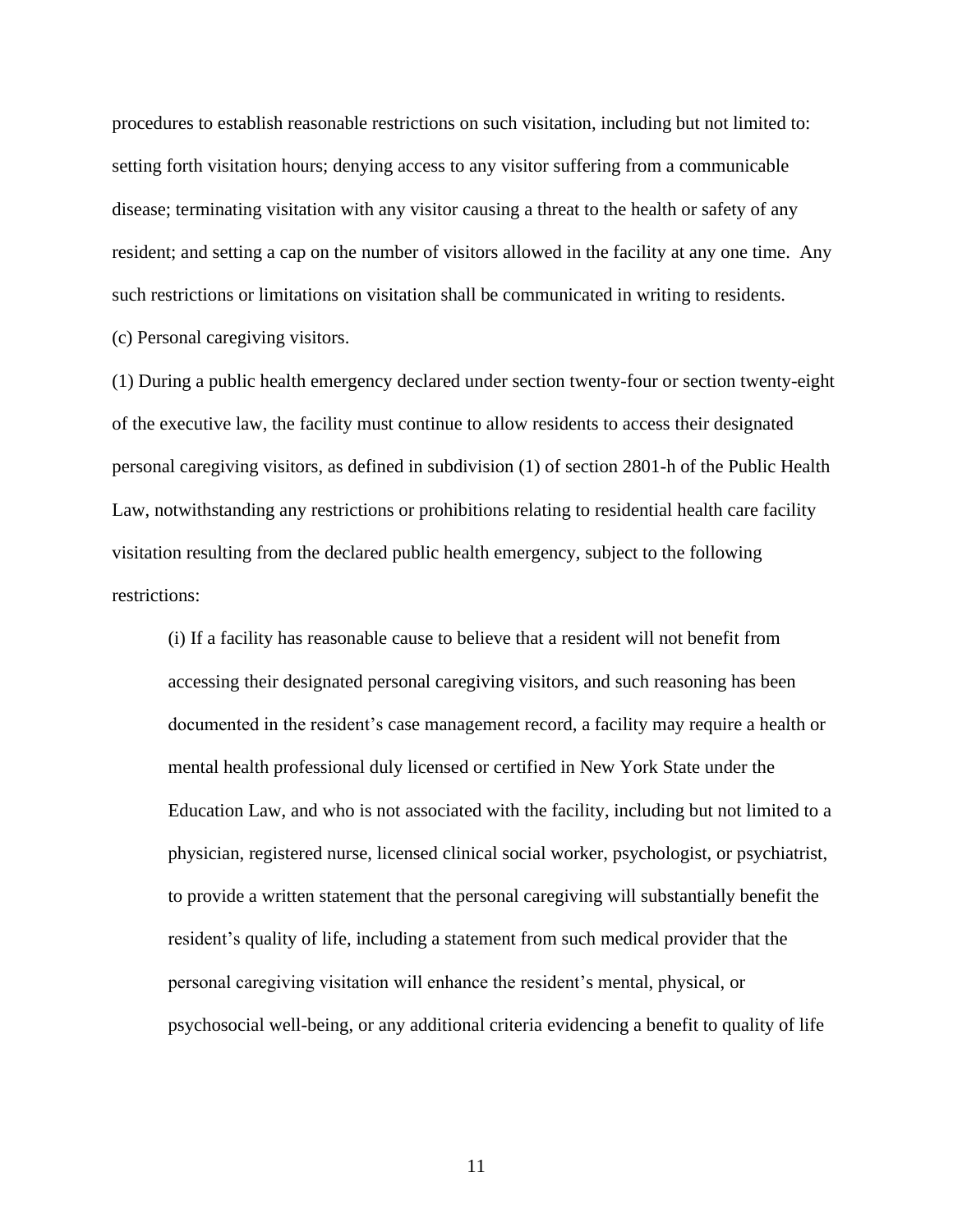procedures to establish reasonable restrictions on such visitation, including but not limited to: setting forth visitation hours; denying access to any visitor suffering from a communicable disease; terminating visitation with any visitor causing a threat to the health or safety of any resident; and setting a cap on the number of visitors allowed in the facility at any one time. Any such restrictions or limitations on visitation shall be communicated in writing to residents.

(c) Personal caregiving visitors.

(1) During a public health emergency declared under section twenty-four or section twenty-eight of the executive law, the facility must continue to allow residents to access their designated personal caregiving visitors, as defined in subdivision (1) of section 2801-h of the Public Health Law, notwithstanding any restrictions or prohibitions relating to residential health care facility visitation resulting from the declared public health emergency, subject to the following restrictions:

(i) If a facility has reasonable cause to believe that a resident will not benefit from accessing their designated personal caregiving visitors, and such reasoning has been documented in the resident's case management record, a facility may require a health or mental health professional duly licensed or certified in New York State under the Education Law, and who is not associated with the facility, including but not limited to a physician, registered nurse, licensed clinical social worker, psychologist, or psychiatrist, to provide a written statement that the personal caregiving will substantially benefit the resident's quality of life, including a statement from such medical provider that the personal caregiving visitation will enhance the resident's mental, physical, or psychosocial well-being, or any additional criteria evidencing a benefit to quality of life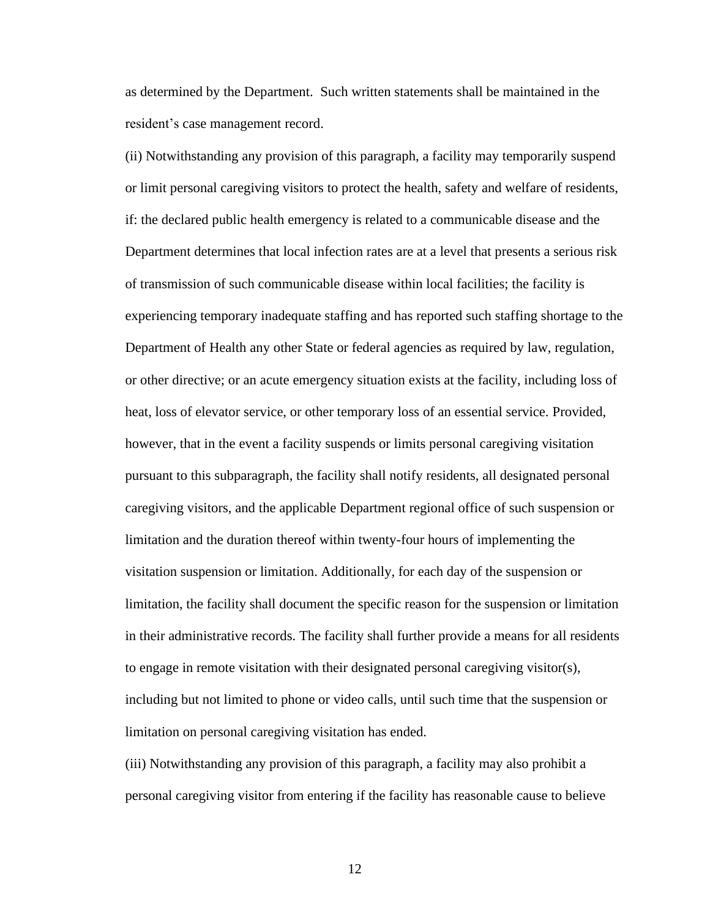as determined by the Department. Such written statements shall be maintained in the resident's case management record.

(ii) Notwithstanding any provision of this paragraph, a facility may temporarily suspend or limit personal caregiving visitors to protect the health, safety and welfare of residents, if: the declared public health emergency is related to a communicable disease and the Department determines that local infection rates are at a level that presents a serious risk of transmission of such communicable disease within local facilities; the facility is experiencing temporary inadequate staffing and has reported such staffing shortage to the Department of Health any other State or federal agencies as required by law, regulation, or other directive; or an acute emergency situation exists at the facility, including loss of heat, loss of elevator service, or other temporary loss of an essential service. Provided, however, that in the event a facility suspends or limits personal caregiving visitation pursuant to this subparagraph, the facility shall notify residents, all designated personal caregiving visitors, and the applicable Department regional office of such suspension or limitation and the duration thereof within twenty-four hours of implementing the visitation suspension or limitation. Additionally, for each day of the suspension or limitation, the facility shall document the specific reason for the suspension or limitation in their administrative records. The facility shall further provide a means for all residents to engage in remote visitation with their designated personal caregiving visitor(s), including but not limited to phone or video calls, until such time that the suspension or limitation on personal caregiving visitation has ended.

(iii) Notwithstanding any provision of this paragraph, a facility may also prohibit a personal caregiving visitor from entering if the facility has reasonable cause to believe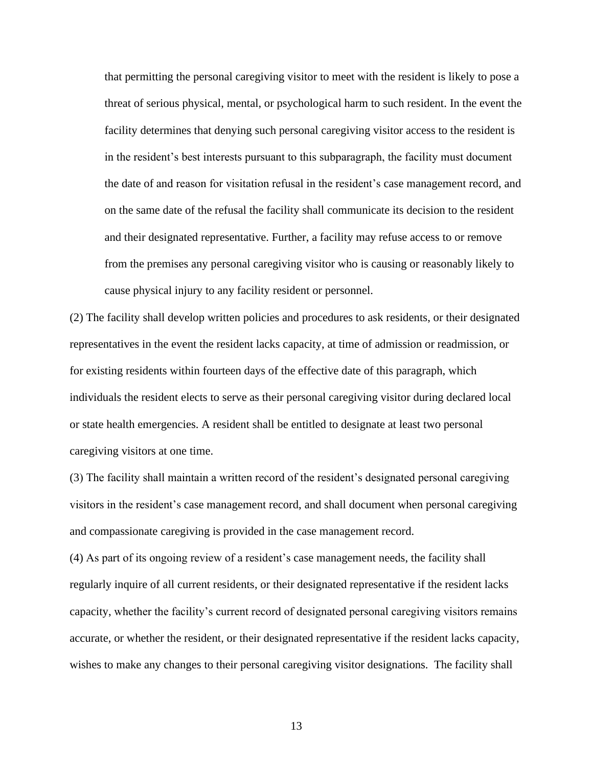that permitting the personal caregiving visitor to meet with the resident is likely to pose a threat of serious physical, mental, or psychological harm to such resident. In the event the facility determines that denying such personal caregiving visitor access to the resident is in the resident's best interests pursuant to this subparagraph, the facility must document the date of and reason for visitation refusal in the resident's case management record, and on the same date of the refusal the facility shall communicate its decision to the resident and their designated representative. Further, a facility may refuse access to or remove from the premises any personal caregiving visitor who is causing or reasonably likely to cause physical injury to any facility resident or personnel.

(2) The facility shall develop written policies and procedures to ask residents, or their designated representatives in the event the resident lacks capacity, at time of admission or readmission, or for existing residents within fourteen days of the effective date of this paragraph, which individuals the resident elects to serve as their personal caregiving visitor during declared local or state health emergencies. A resident shall be entitled to designate at least two personal caregiving visitors at one time.

(3) The facility shall maintain a written record of the resident's designated personal caregiving visitors in the resident's case management record, and shall document when personal caregiving and compassionate caregiving is provided in the case management record.

(4) As part of its ongoing review of a resident's case management needs, the facility shall regularly inquire of all current residents, or their designated representative if the resident lacks capacity, whether the facility's current record of designated personal caregiving visitors remains accurate, or whether the resident, or their designated representative if the resident lacks capacity, wishes to make any changes to their personal caregiving visitor designations. The facility shall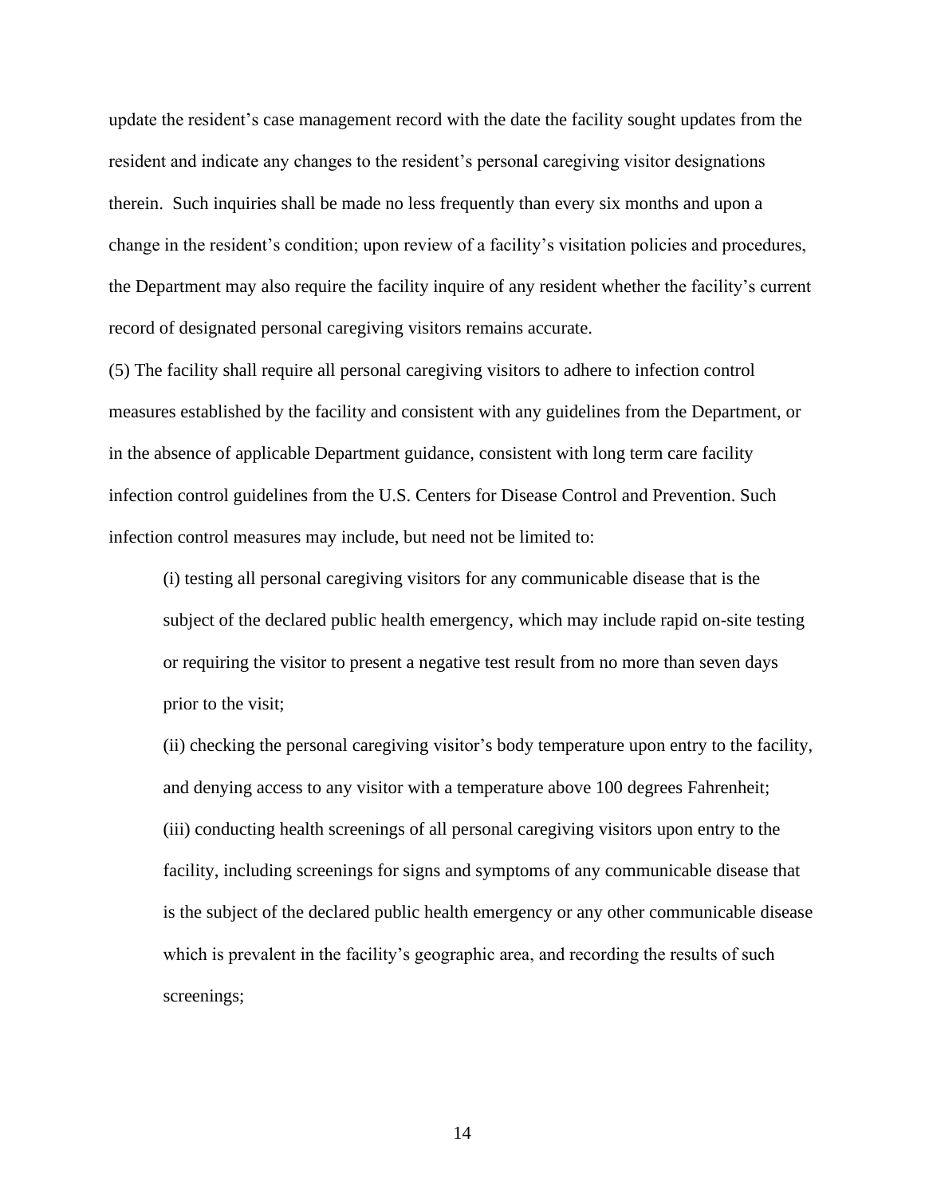update the resident's case management record with the date the facility sought updates from the resident and indicate any changes to the resident's personal caregiving visitor designations therein. Such inquiries shall be made no less frequently than every six months and upon a change in the resident's condition; upon review of a facility's visitation policies and procedures, the Department may also require the facility inquire of any resident whether the facility's current record of designated personal caregiving visitors remains accurate.

(5) The facility shall require all personal caregiving visitors to adhere to infection control measures established by the facility and consistent with any guidelines from the Department, or in the absence of applicable Department guidance, consistent with long term care facility infection control guidelines from the U.S. Centers for Disease Control and Prevention. Such infection control measures may include, but need not be limited to:

(i) testing all personal caregiving visitors for any communicable disease that is the subject of the declared public health emergency, which may include rapid on-site testing or requiring the visitor to present a negative test result from no more than seven days prior to the visit;

(ii) checking the personal caregiving visitor's body temperature upon entry to the facility, and denying access to any visitor with a temperature above 100 degrees Fahrenheit;

(iii) conducting health screenings of all personal caregiving visitors upon entry to the facility, including screenings for signs and symptoms of any communicable disease that is the subject of the declared public health emergency or any other communicable disease which is prevalent in the facility's geographic area, and recording the results of such screenings;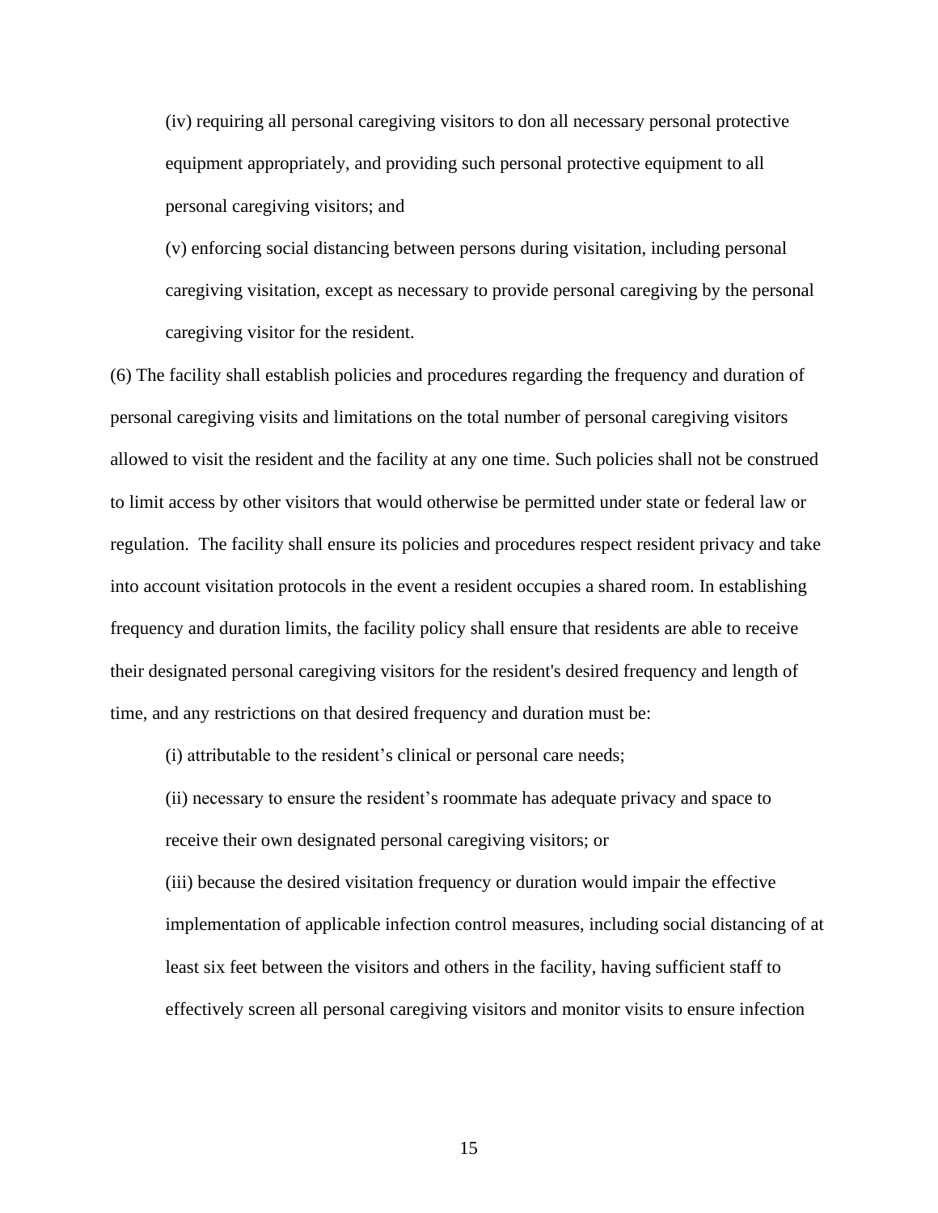(iv) requiring all personal caregiving visitors to don all necessary personal protective equipment appropriately, and providing such personal protective equipment to all personal caregiving visitors; and

(v) enforcing social distancing between persons during visitation, including personal caregiving visitation, except as necessary to provide personal caregiving by the personal caregiving visitor for the resident.

(6) The facility shall establish policies and procedures regarding the frequency and duration of personal caregiving visits and limitations on the total number of personal caregiving visitors allowed to visit the resident and the facility at any one time. Such policies shall not be construed to limit access by other visitors that would otherwise be permitted under state or federal law or regulation. The facility shall ensure its policies and procedures respect resident privacy and take into account visitation protocols in the event a resident occupies a shared room. In establishing frequency and duration limits, the facility policy shall ensure that residents are able to receive their designated personal caregiving visitors for the resident's desired frequency and length of time, and any restrictions on that desired frequency and duration must be:

(i) attributable to the resident’s clinical or personal care needs;

(ii) necessary to ensure the resident’s roommate has adequate privacy and space to receive their own designated personal caregiving visitors; or

(iii) because the desired visitation frequency or duration would impair the effective implementation of applicable infection control measures, including social distancing of at least six feet between the visitors and others in the facility, having sufficient staff to effectively screen all personal caregiving visitors and monitor visits to ensure infection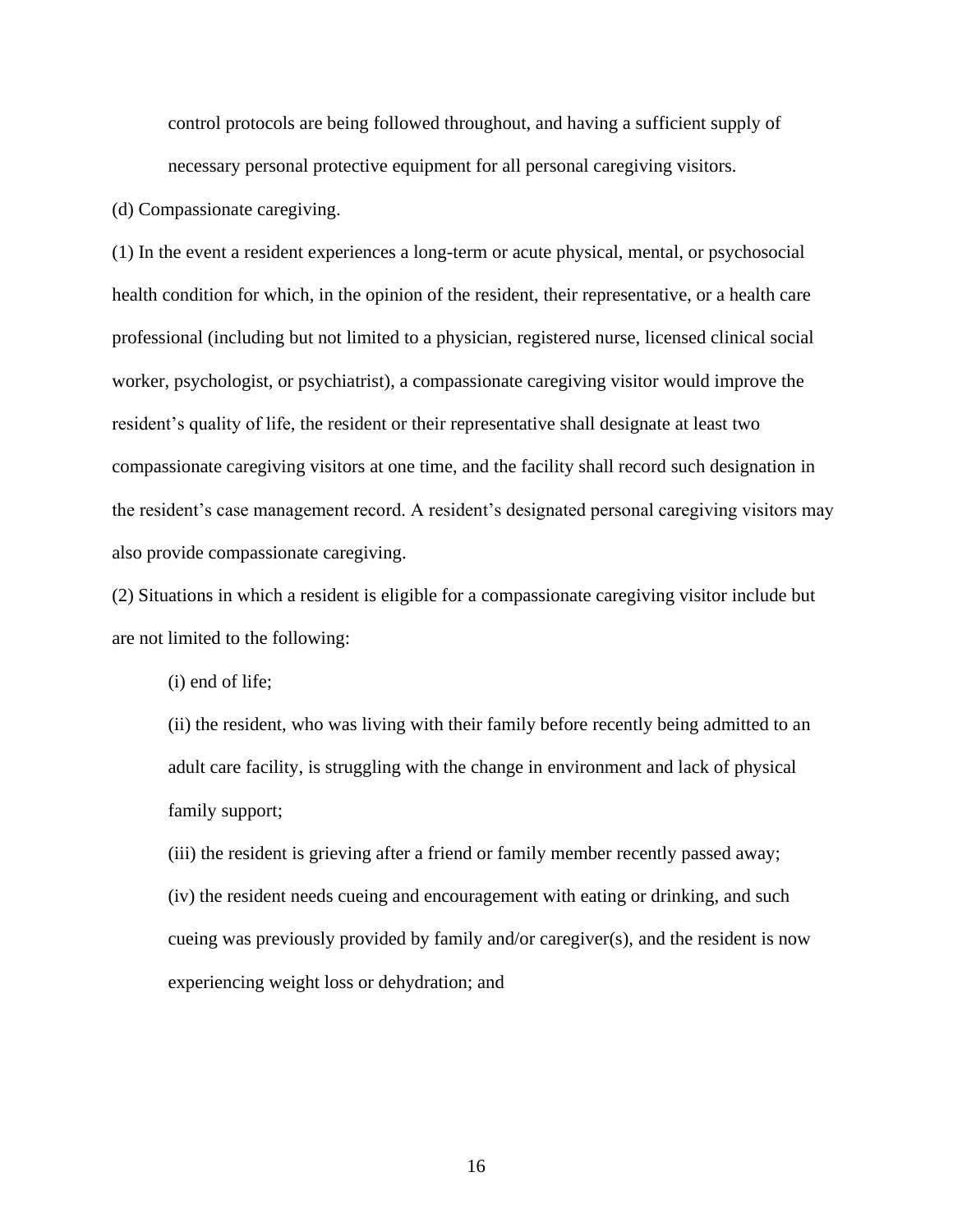control protocols are being followed throughout, and having a sufficient supply of necessary personal protective equipment for all personal caregiving visitors.

(d) Compassionate caregiving.

(1) In the event a resident experiences a long-term or acute physical, mental, or psychosocial health condition for which, in the opinion of the resident, their representative, or a health care professional (including but not limited to a physician, registered nurse, licensed clinical social worker, psychologist, or psychiatrist), a compassionate caregiving visitor would improve the resident's quality of life, the resident or their representative shall designate at least two compassionate caregiving visitors at one time, and the facility shall record such designation in the resident's case management record. A resident's designated personal caregiving visitors may also provide compassionate caregiving.

(2) Situations in which a resident is eligible for a compassionate caregiving visitor include but are not limited to the following:

(i) end of life;

(ii) the resident, who was living with their family before recently being admitted to an adult care facility, is struggling with the change in environment and lack of physical family support;

(iii) the resident is grieving after a friend or family member recently passed away;

(iv) the resident needs cueing and encouragement with eating or drinking, and such cueing was previously provided by family and/or caregiver(s), and the resident is now experiencing weight loss or dehydration; and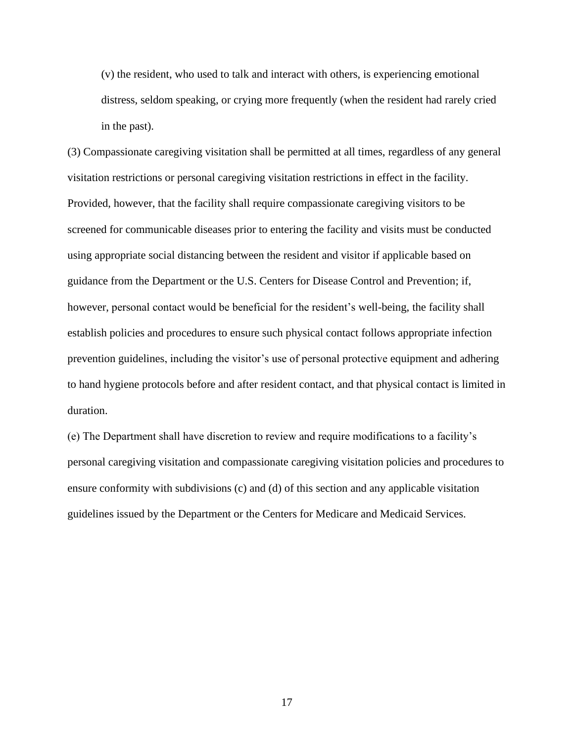(v) the resident, who used to talk and interact with others, is experiencing emotional distress, seldom speaking, or crying more frequently (when the resident had rarely cried in the past).

(3) Compassionate caregiving visitation shall be permitted at all times, regardless of any general visitation restrictions or personal caregiving visitation restrictions in effect in the facility. Provided, however, that the facility shall require compassionate caregiving visitors to be screened for communicable diseases prior to entering the facility and visits must be conducted using appropriate social distancing between the resident and visitor if applicable based on guidance from the Department or the U.S. Centers for Disease Control and Prevention; if, however, personal contact would be beneficial for the resident's well-being, the facility shall establish policies and procedures to ensure such physical contact follows appropriate infection prevention guidelines, including the visitor's use of personal protective equipment and adhering to hand hygiene protocols before and after resident contact, and that physical contact is limited in duration.

(e) The Department shall have discretion to review and require modifications to a facility's personal caregiving visitation and compassionate caregiving visitation policies and procedures to ensure conformity with subdivisions (c) and (d) of this section and any applicable visitation guidelines issued by the Department or the Centers for Medicare and Medicaid Services.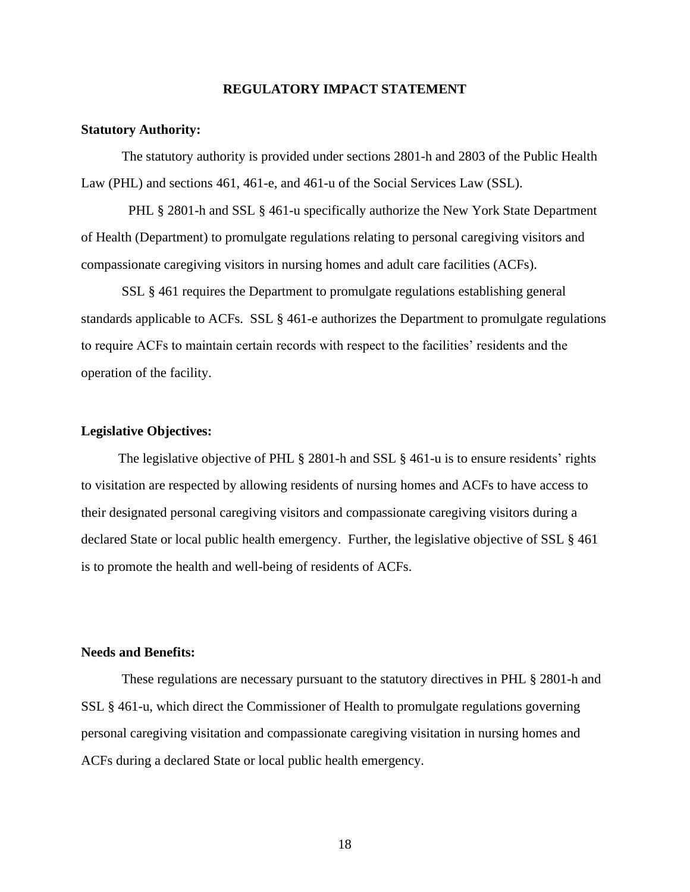# REGULATORY IMPACT STATEMENT

**Statutory Authority:**

The statutory authority is provided under sections 2801-h and 2803 of the Public Health Law (PHL) and sections 461, 461-e, and 461-u of the Social Services Law (SSL).

PHL § 2801-h and SSL § 461-u specifically authorize the New York State Department of Health (Department) to promulgate regulations relating to personal caregiving visitors and compassionate caregiving visitors in nursing homes and adult care facilities (ACFs).

SSL § 461 requires the Department to promulgate regulations establishing general standards applicable to ACFs. SSL § 461-e authorizes the Department to promulgate regulations to require ACFs to maintain certain records with respect to the facilities' residents and the operation of the facility.

**Legislative Objectives:**

The legislative objective of PHL § 2801-h and SSL § 461-u is to ensure residents' rights to visitation are respected by allowing residents of nursing homes and ACFs to have access to their designated personal caregiving visitors and compassionate caregiving visitors during a declared State or local public health emergency. Further, the legislative objective of SSL § 461 is to promote the health and well-being of residents of ACFs.

**Needs and Benefits:**

These regulations are necessary pursuant to the statutory directives in PHL § 2801-h and SSL § 461-u, which direct the Commissioner of Health to promulgate regulations governing personal caregiving visitation and compassionate caregiving visitation in nursing homes and ACFs during a declared State or local public health emergency.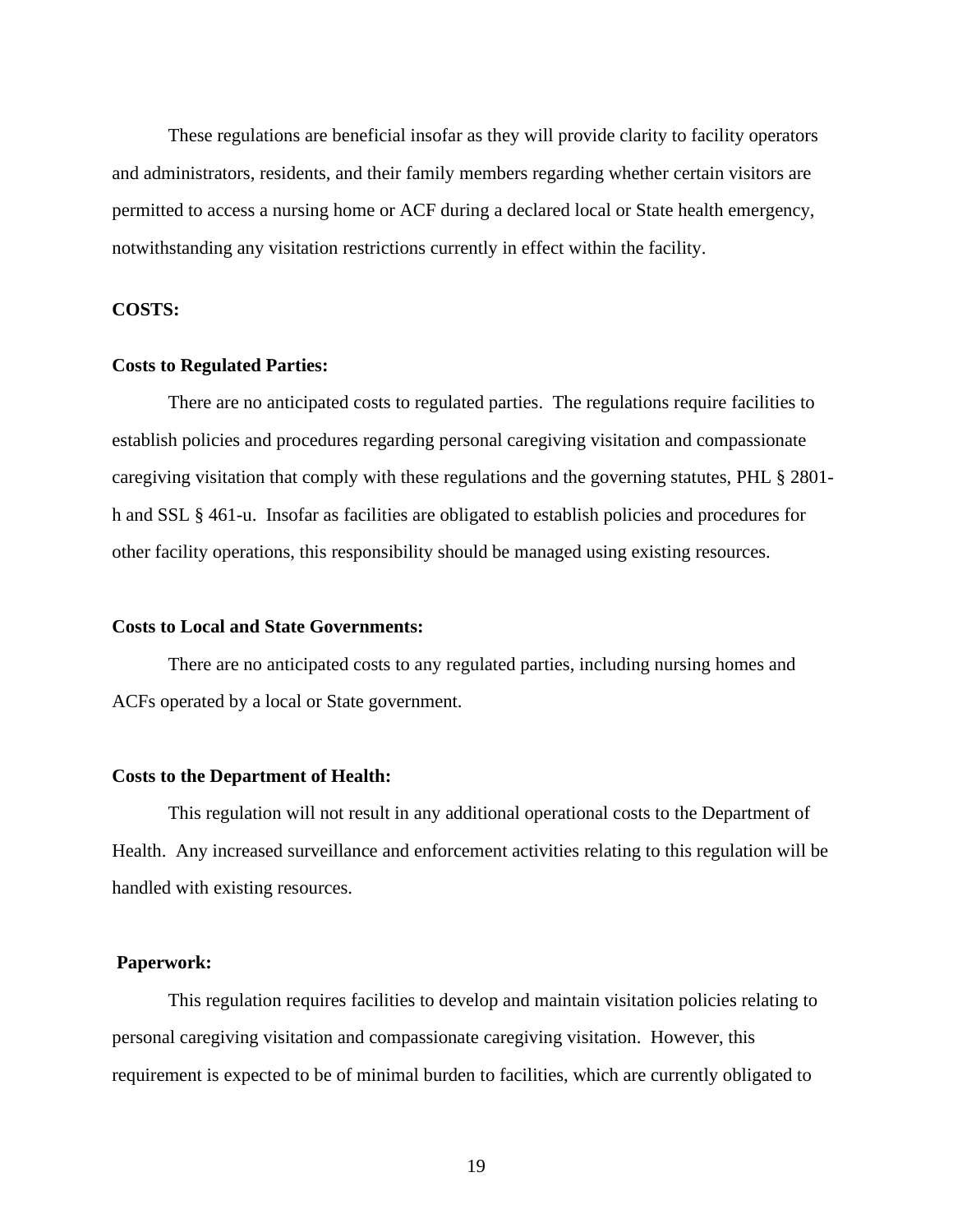These regulations are beneficial insofar as they will provide clarity to facility operators and administrators, residents, and their family members regarding whether certain visitors are permitted to access a nursing home or ACF during a declared local or State health emergency, notwithstanding any visitation restrictions currently in effect within the facility.

**COSTS:**

**Costs to Regulated Parties:**

There are no anticipated costs to regulated parties. The regulations require facilities to establish policies and procedures regarding personal caregiving visitation and compassionate caregiving visitation that comply with these regulations and the governing statutes, PHL § 2801-h and SSL § 461-u. Insofar as facilities are obligated to establish policies and procedures for other facility operations, this responsibility should be managed using existing resources.

**Costs to Local and State Governments:**

There are no anticipated costs to any regulated parties, including nursing homes and ACFs operated by a local or State government.

**Costs to the Department of Health:**

This regulation will not result in any additional operational costs to the Department of Health. Any increased surveillance and enforcement activities relating to this regulation will be handled with existing resources.

**Paperwork:**

This regulation requires facilities to develop and maintain visitation policies relating to personal caregiving visitation and compassionate caregiving visitation. However, this requirement is expected to be of minimal burden to facilities, which are currently obligated to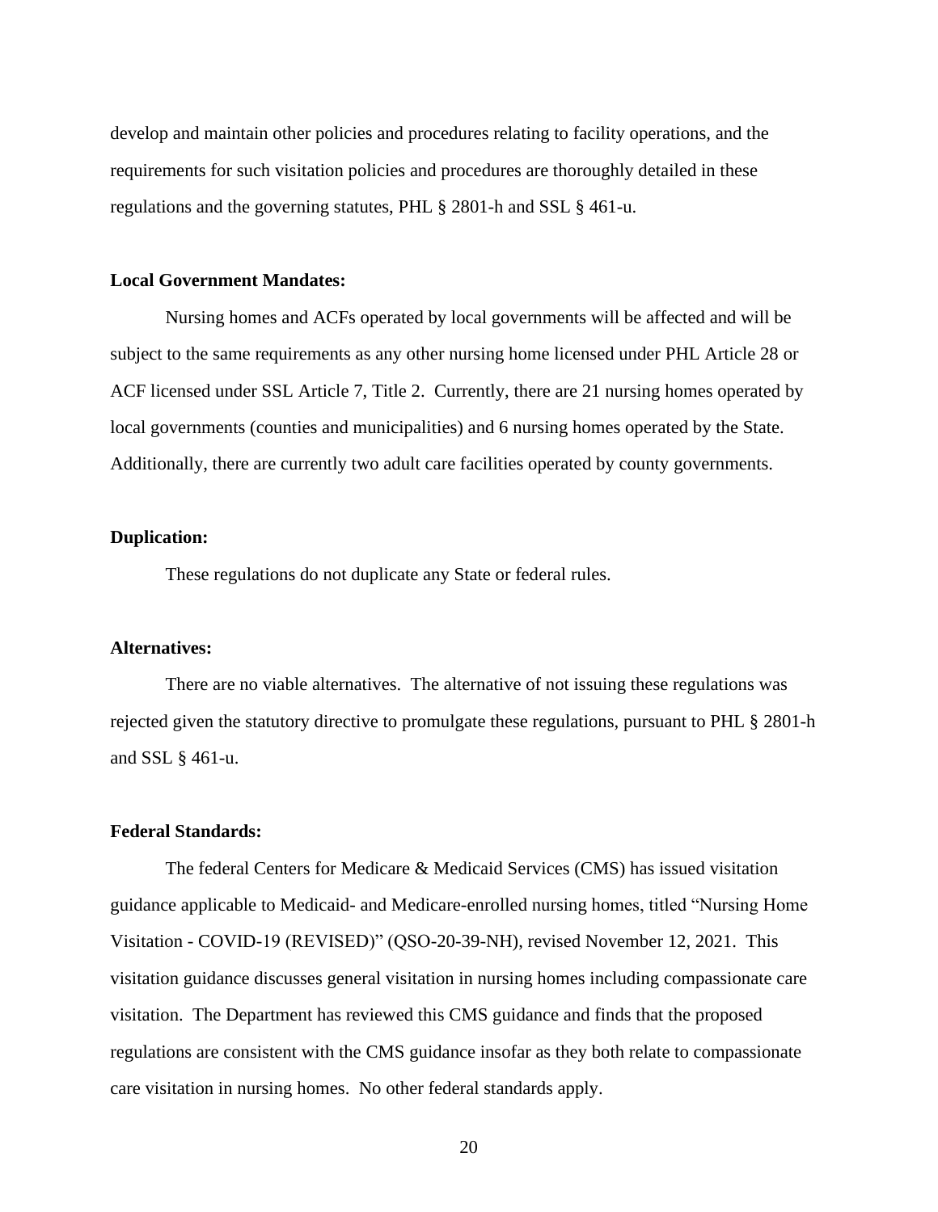develop and maintain other policies and procedures relating to facility operations, and the requirements for such visitation policies and procedures are thoroughly detailed in these regulations and the governing statutes, PHL § 2801-h and SSL § 461-u.

**Local Government Mandates:**

Nursing homes and ACFs operated by local governments will be affected and will be subject to the same requirements as any other nursing home licensed under PHL Article 28 or ACF licensed under SSL Article 7, Title 2. Currently, there are 21 nursing homes operated by local governments (counties and municipalities) and 6 nursing homes operated by the State. Additionally, there are currently two adult care facilities operated by county governments.

**Duplication:**

These regulations do not duplicate any State or federal rules.

**Alternatives:**

There are no viable alternatives. The alternative of not issuing these regulations was rejected given the statutory directive to promulgate these regulations, pursuant to PHL § 2801-h and SSL § 461-u.

**Federal Standards:**

The federal Centers for Medicare & Medicaid Services (CMS) has issued visitation guidance applicable to Medicaid- and Medicare-enrolled nursing homes, titled "Nursing Home Visitation - COVID-19 (REVISED)" (QSO-20-39-NH), revised November 12, 2021. This visitation guidance discusses general visitation in nursing homes including compassionate care visitation. The Department has reviewed this CMS guidance and finds that the proposed regulations are consistent with the CMS guidance insofar as they both relate to compassionate care visitation in nursing homes. No other federal standards apply.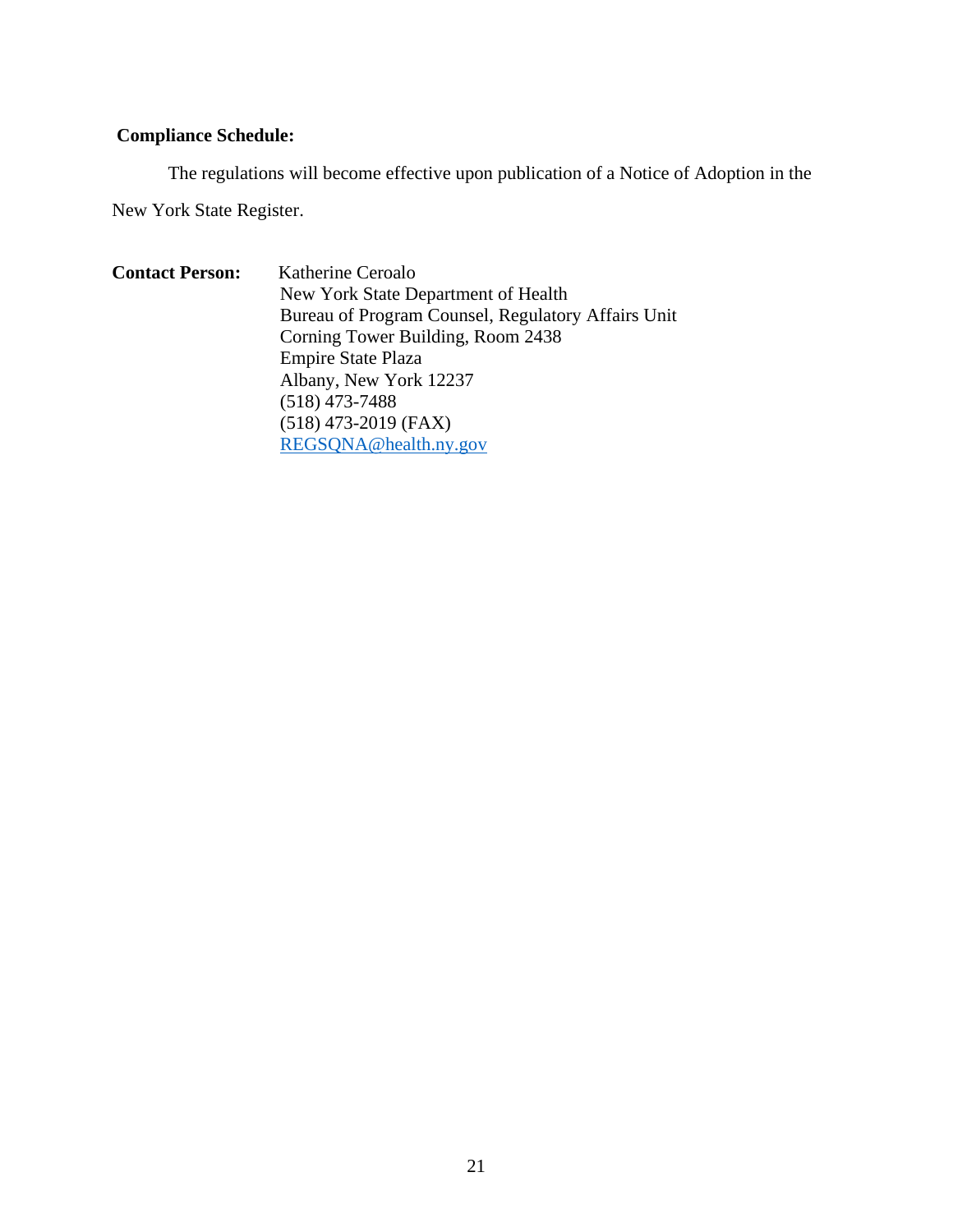**Compliance Schedule:**

The regulations will become effective upon publication of a Notice of Adoption in the New York State Register.

**Contact Person:** Katherine Ceroalo
New York State Department of Health
Bureau of Program Counsel, Regulatory Affairs Unit
Corning Tower Building, Room 2438
Empire State Plaza
Albany, New York 12237
(518) 473-7488
(518) 473-2019 (FAX)
REGSQNA@health.ny.gov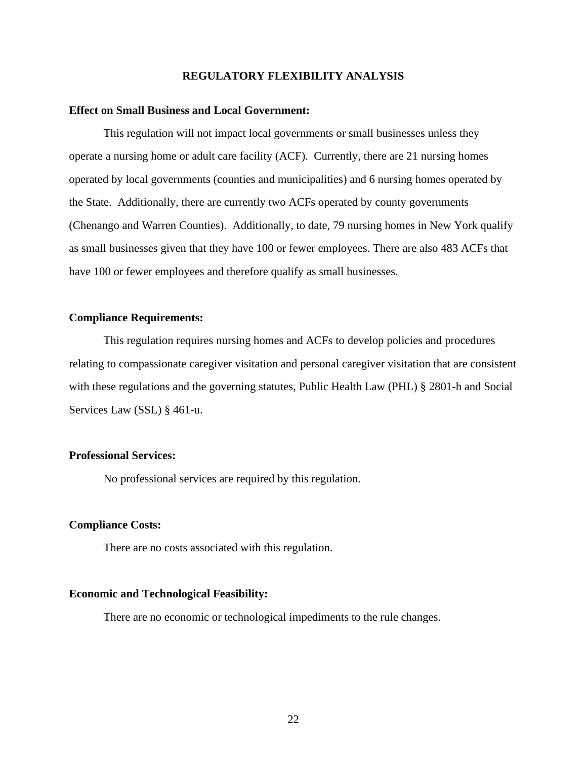# REGULATORY FLEXIBILITY ANALYSIS

**Effect on Small Business and Local Government:**

This regulation will not impact local governments or small businesses unless they operate a nursing home or adult care facility (ACF). Currently, there are 21 nursing homes operated by local governments (counties and municipalities) and 6 nursing homes operated by the State. Additionally, there are currently two ACFs operated by county governments (Chenango and Warren Counties). Additionally, to date, 79 nursing homes in New York qualify as small businesses given that they have 100 or fewer employees. There are also 483 ACFs that have 100 or fewer employees and therefore qualify as small businesses.

**Compliance Requirements:**

This regulation requires nursing homes and ACFs to develop policies and procedures relating to compassionate caregiver visitation and personal caregiver visitation that are consistent with these regulations and the governing statutes, Public Health Law (PHL) § 2801-h and Social Services Law (SSL) § 461-u.

**Professional Services:**

No professional services are required by this regulation.

**Compliance Costs:**

There are no costs associated with this regulation.

**Economic and Technological Feasibility:**

There are no economic or technological impediments to the rule changes.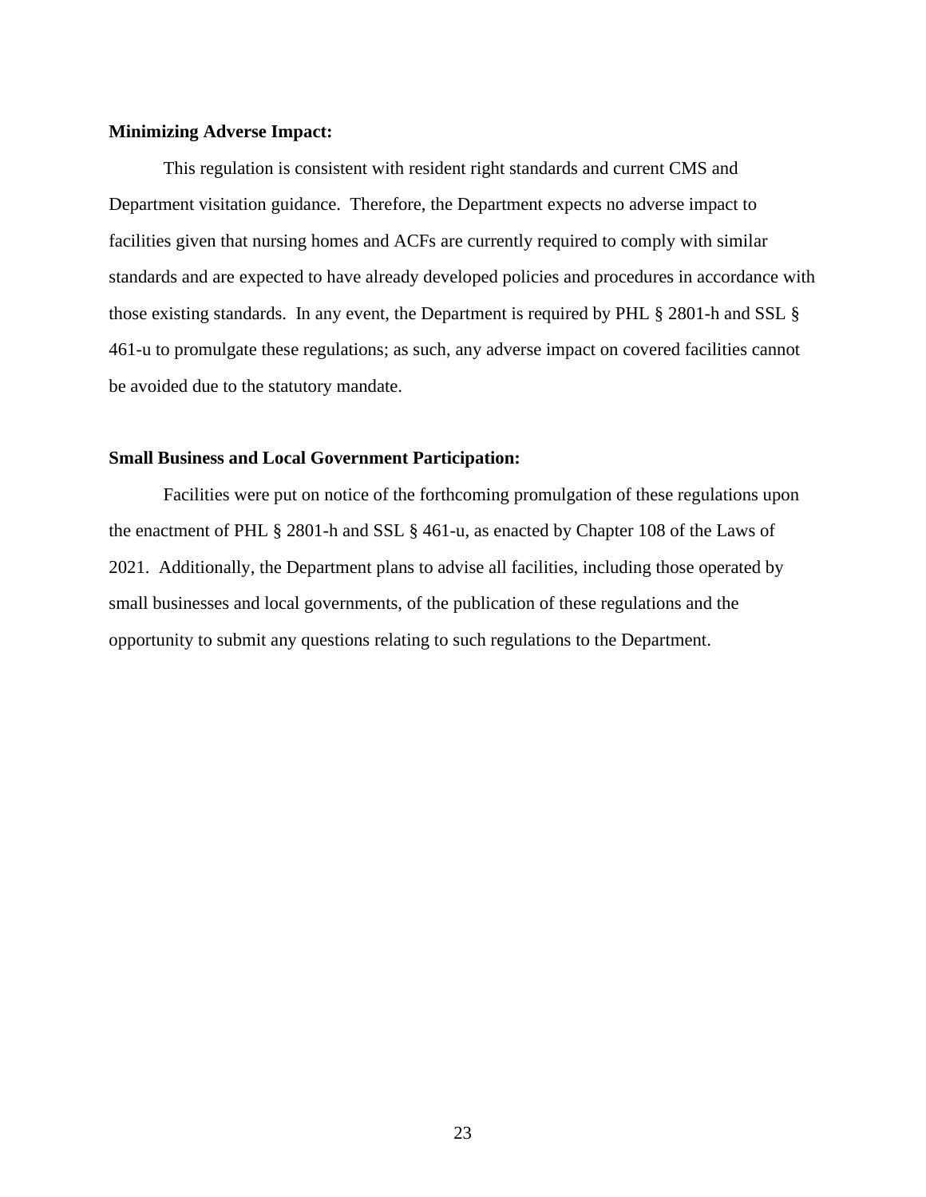**Minimizing Adverse Impact:**

This regulation is consistent with resident right standards and current CMS and Department visitation guidance. Therefore, the Department expects no adverse impact to facilities given that nursing homes and ACFs are currently required to comply with similar standards and are expected to have already developed policies and procedures in accordance with those existing standards. In any event, the Department is required by PHL § 2801-h and SSL § 461-u to promulgate these regulations; as such, any adverse impact on covered facilities cannot be avoided due to the statutory mandate.

**Small Business and Local Government Participation:**

Facilities were put on notice of the forthcoming promulgation of these regulations upon the enactment of PHL § 2801-h and SSL § 461-u, as enacted by Chapter 108 of the Laws of 2021. Additionally, the Department plans to advise all facilities, including those operated by small businesses and local governments, of the publication of these regulations and the opportunity to submit any questions relating to such regulations to the Department.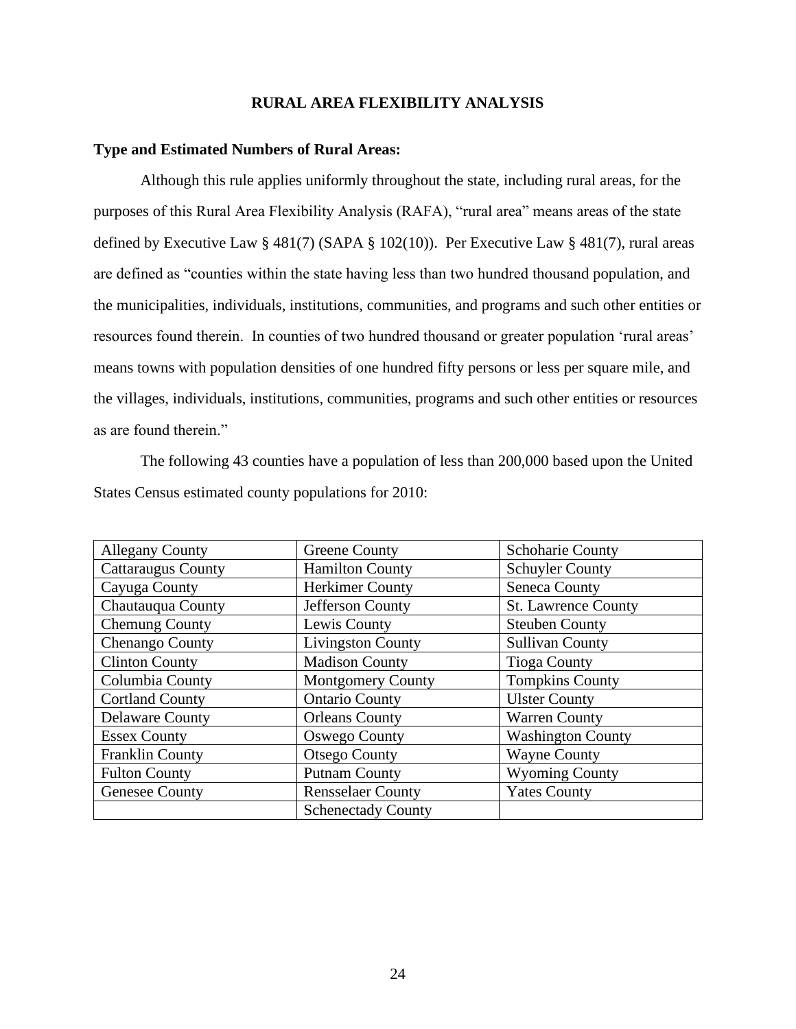# RURAL AREA FLEXIBILITY ANALYSIS

**Type and Estimated Numbers of Rural Areas:**

Although this rule applies uniformly throughout the state, including rural areas, for the purposes of this Rural Area Flexibility Analysis (RAFA), "rural area" means areas of the state defined by Executive Law § 481(7) (SAPA § 102(10)). Per Executive Law § 481(7), rural areas are defined as "counties within the state having less than two hundred thousand population, and the municipalities, individuals, institutions, communities, and programs and such other entities or resources found therein. In counties of two hundred thousand or greater population 'rural areas' means towns with population densities of one hundred fifty persons or less per square mile, and the villages, individuals, institutions, communities, programs and such other entities or resources as are found therein."

The following 43 counties have a population of less than 200,000 based upon the United States Census estimated county populations for 2010:

| | | |
|---|---|---|
| Allegany County | Greene County | Schoharie County |
| Cattaraugus County | Hamilton County | Schuyler County |
| Cayuga County | Herkimer County | Seneca County |
| Chautauqua County | Jefferson County | St. Lawrence County |
| Chemung County | Lewis County | Steuben County |
| Chenango County | Livingston County | Sullivan County |
| Clinton County | Madison County | Tioga County |
| Columbia County | Montgomery County | Tompkins County |
| Cortland County | Ontario County | Ulster County |
| Delaware County | Orleans County | Warren County |
| Essex County | Oswego County | Washington County |
| Franklin County | Otsego County | Wayne County |
| Fulton County | Putnam County | Wyoming County |
| Genesee County | Rensselaer County | Yates County |
| | Schenectady County | |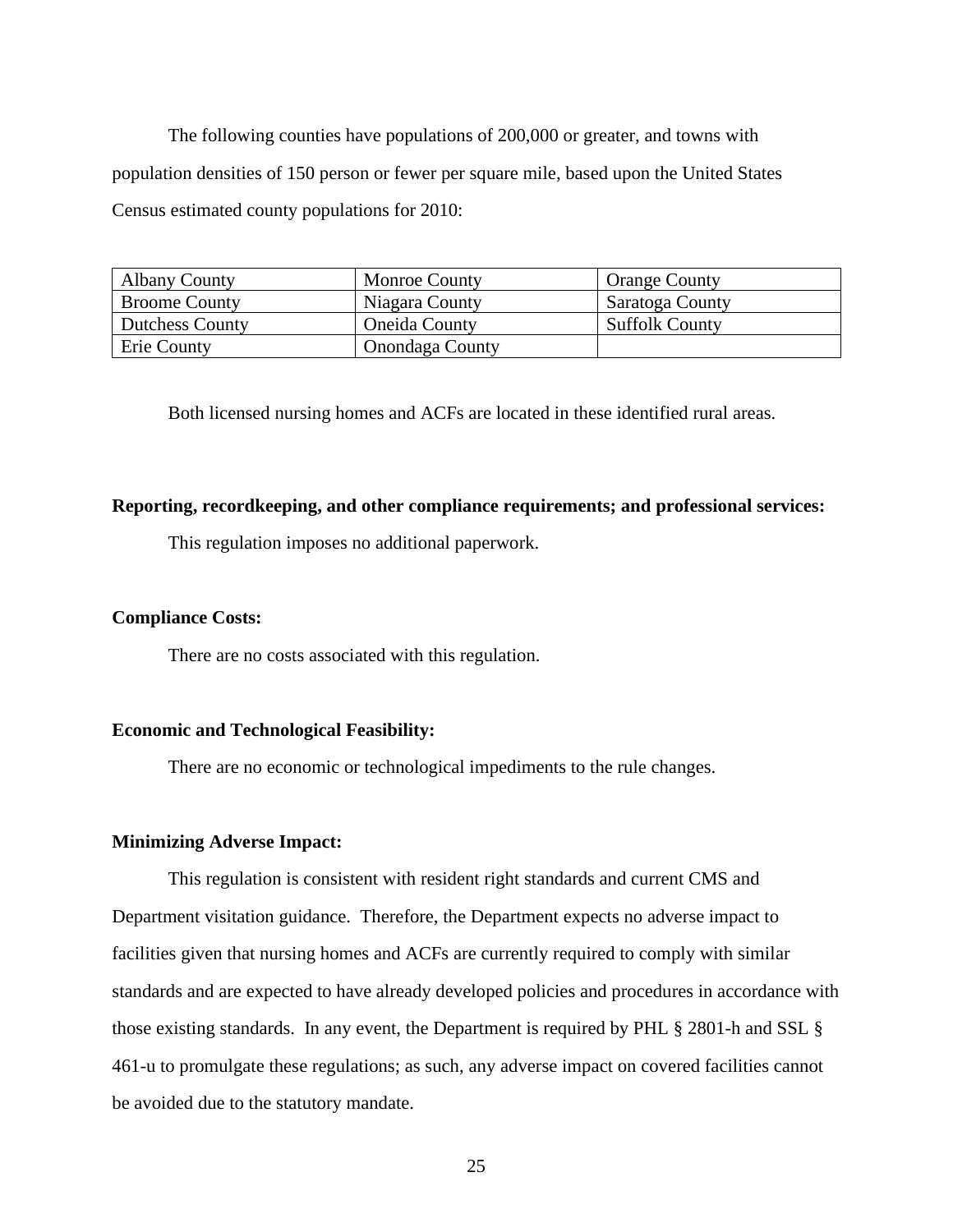The following counties have populations of 200,000 or greater, and towns with population densities of 150 person or fewer per square mile, based upon the United States Census estimated county populations for 2010:

| Albany County | Monroe County | Orange County |
| --- | --- | --- |
| Broome County | Niagara County | Saratoga County |
| Dutchess County | Oneida County | Suffolk County |
| Erie County | Onondaga County | |

Both licensed nursing homes and ACFs are located in these identified rural areas.

**Reporting, recordkeeping, and other compliance requirements; and professional services:**

This regulation imposes no additional paperwork.

**Compliance Costs:**

There are no costs associated with this regulation.

**Economic and Technological Feasibility:**

There are no economic or technological impediments to the rule changes.

**Minimizing Adverse Impact:**

This regulation is consistent with resident right standards and current CMS and Department visitation guidance. Therefore, the Department expects no adverse impact to facilities given that nursing homes and ACFs are currently required to comply with similar standards and are expected to have already developed policies and procedures in accordance with those existing standards. In any event, the Department is required by PHL § 2801-h and SSL § 461-u to promulgate these regulations; as such, any adverse impact on covered facilities cannot be avoided due to the statutory mandate.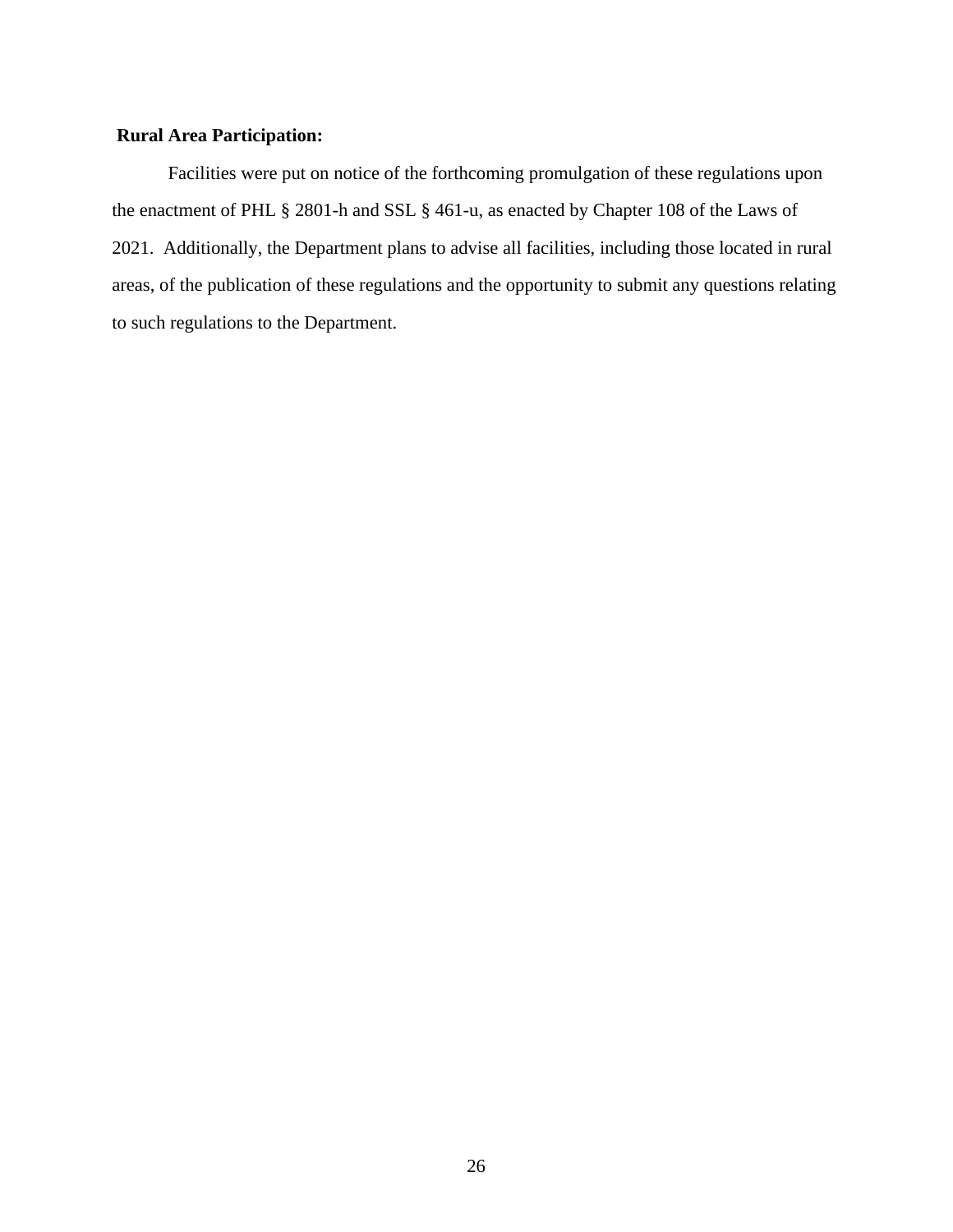**Rural Area Participation:**

Facilities were put on notice of the forthcoming promulgation of these regulations upon the enactment of PHL § 2801-h and SSL § 461-u, as enacted by Chapter 108 of the Laws of 2021. Additionally, the Department plans to advise all facilities, including those located in rural areas, of the publication of these regulations and the opportunity to submit any questions relating to such regulations to the Department.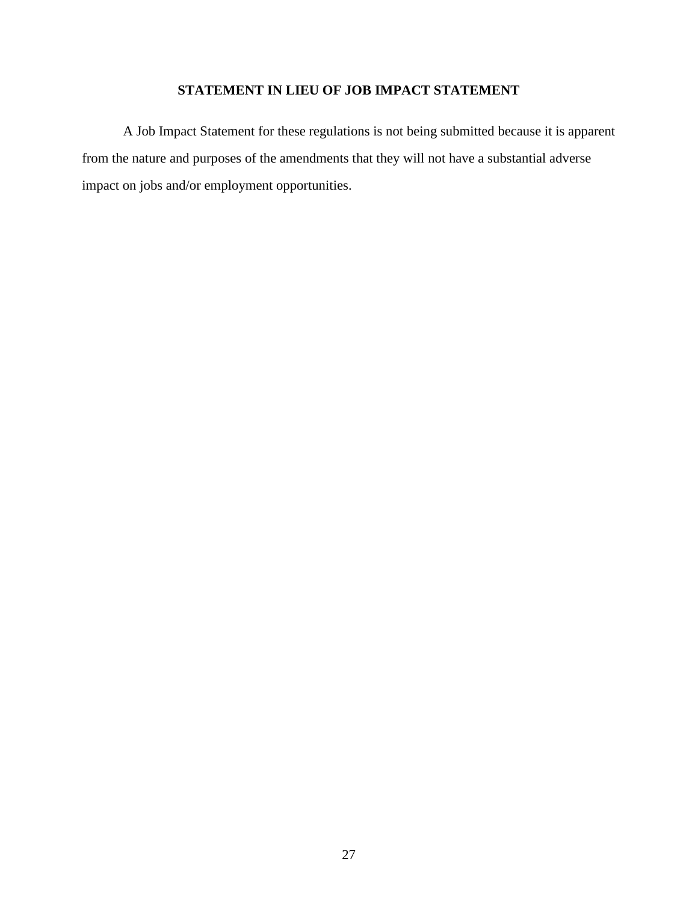## STATEMENT IN LIEU OF JOB IMPACT STATEMENT

A Job Impact Statement for these regulations is not being submitted because it is apparent from the nature and purposes of the amendments that they will not have a substantial adverse impact on jobs and/or employment opportunities.